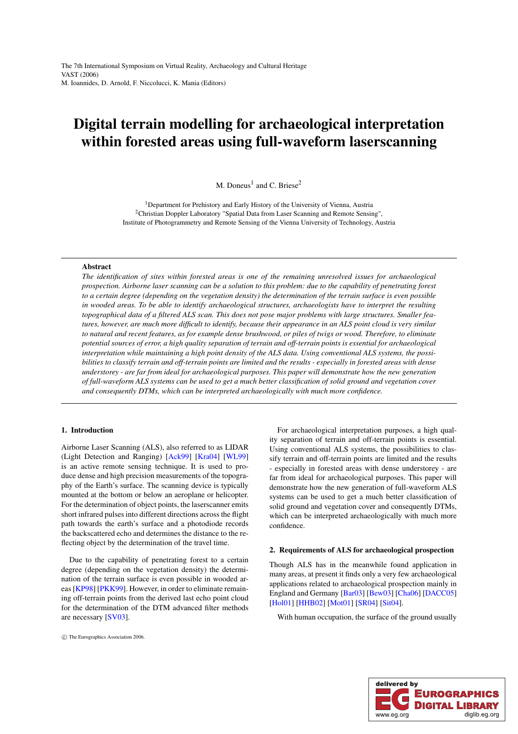The 7th International Symposium on Virtual Reality, Archaeology and Cultural Heritage
VAST (2006)
M. Ioannides, D. Arnold, F. Niccolucci, K. Mania (Editors)

# Digital terrain modelling for archaeological interpretation within forested areas using full-waveform laserscanning

M. Doneus[1] and C. Briese[2]

[1]Department for Prehistory and Early History of the University of Vienna, Austria
[2]Christian Doppler Laboratory "Spatial Data from Laser Scanning and Remote Sensing", Institute of Photogrammetry and Remote Sensing of the Vienna University of Technology, Austria

---

**Abstract**

*The identification of sites within forested areas is one of the remaining unresolved issues for archaeological prospection. Airborne laser scanning can be a solution to this problem: due to the capability of penetrating forest to a certain degree (depending on the vegetation density) the determination of the terrain surface is even possible in wooded areas. To be able to identify archaeological structures, archaeologists have to interpret the resulting topographical data of a filtered ALS scan. This does not pose major problems with large structures. Smaller features, however, are much more difficult to identify, because their appearance in an ALS point cloud is very similar to natural and recent features, as for example dense brushwood, or piles of twigs or wood. Therefore, to eliminate potential sources of error, a high quality separation of terrain and off-terrain points is essential for archaeological interpretation while maintaining a high point density of the ALS data. Using conventional ALS systems, the possibilities to classify terrain and off-terrain points are limited and the results - especially in forested areas with dense understorey - are far from ideal for archaeological purposes. This paper will demonstrate how the new generation of full-waveform ALS systems can be used to get a much better classification of solid ground and vegetation cover and consequently DTMs, which can be interpreted archaeologically with much more confidence.*

---

## 1. Introduction

Airborne Laser Scanning (ALS), also referred to as LIDAR (Light Detection and Ranging) [Ack99] [Kra04] [WL99] is an active remote sensing technique. It is used to produce dense and high precision measurements of the topography of the Earth's surface. The scanning device is typically mounted at the bottom or below an aeroplane or helicopter. For the determination of object points, the laserscanner emits short infrared pulses into different directions across the flight path towards the earth's surface and a photodiode records the backscattered echo and determines the distance to the reflecting object by the determination of the travel time.

Due to the capability of penetrating forest to a certain degree (depending on the vegetation density) the determination of the terrain surface is even possible in wooded areas [KP98] [PKK99]. However, in order to eliminate remaining off-terrain points from the derived last echo point cloud for the determination of the DTM advanced filter methods are necessary [SV03].

For archaeological interpretation purposes, a high quality separation of terrain and off-terrain points is essential. Using conventional ALS systems, the possibilities to classify terrain and off-terrain points are limited and the results - especially in forested areas with dense understorey - are far from ideal for archaeological purposes. This paper will demonstrate how the new generation of full-waveform ALS systems can be used to get a much better classification of solid ground and vegetation cover and consequently DTMs, which can be interpreted archaeologically with much more confidence.

## 2. Requirements of ALS for archaeological prospection

Though ALS has in the meanwhile found application in many areas, at present it finds only a very few archaeological applications related to archaeological prospection mainly in England and Germany [Bar03] [Bew03] [Cha06] [DACC05] [Hol01] [HHB02] [Mot01] [SR04] [Sit04].

With human occupation, the surface of the ground usually

© The Eurographics Association 2006.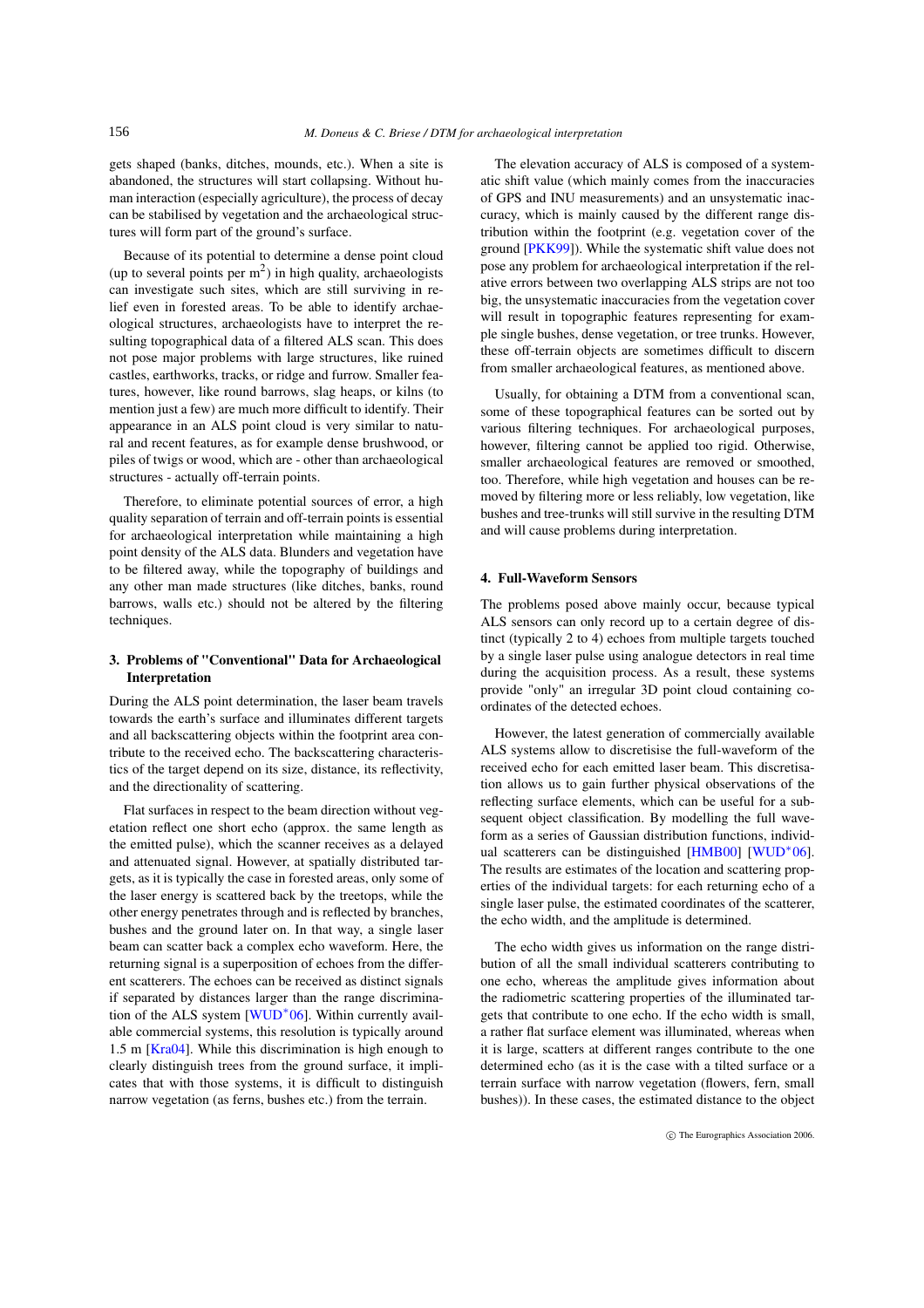gets shaped (banks, ditches, mounds, etc.). When a site is abandoned, the structures will start collapsing. Without human interaction (especially agriculture), the process of decay can be stabilised by vegetation and the archaeological structures will form part of the ground's surface.

Because of its potential to determine a dense point cloud (up to several points per $m^2$) in high quality, archaeologists can investigate such sites, which are still surviving in relief even in forested areas. To be able to identify archaeological structures, archaeologists have to interpret the resulting topographical data of a filtered ALS scan. This does not pose major problems with large structures, like ruined castles, earthworks, tracks, or ridge and furrow. Smaller features, however, like round barrows, slag heaps, or kilns (to mention just a few) are much more difficult to identify. Their appearance in an ALS point cloud is very similar to natural and recent features, as for example dense brushwood, or piles of twigs or wood, which are - other than archaeological structures - actually off-terrain points.

Therefore, to eliminate potential sources of error, a high quality separation of terrain and off-terrain points is essential for archaeological interpretation while maintaining a high point density of the ALS data. Blunders and vegetation have to be filtered away, while the topography of buildings and any other man made structures (like ditches, banks, round barrows, walls etc.) should not be altered by the filtering techniques.

## 3. Problems of "Conventional" Data for Archaeological Interpretation

During the ALS point determination, the laser beam travels towards the earth's surface and illuminates different targets and all backscattering objects within the footprint area contribute to the received echo. The backscattering characteristics of the target depend on its size, distance, its reflectivity, and the directionality of scattering.

Flat surfaces in respect to the beam direction without vegetation reflect one short echo (approx. the same length as the emitted pulse), which the scanner receives as a delayed and attenuated signal. However, at spatially distributed targets, as it is typically the case in forested areas, only some of the laser energy is scattered back by the treetops, while the other energy penetrates through and is reflected by branches, bushes and the ground later on. In that way, a single laser beam can scatter back a complex echo waveform. Here, the returning signal is a superposition of echoes from the different scatterers. The echoes can be received as distinct signals if separated by distances larger than the range discrimination of the ALS system [WUD*06]. Within currently available commercial systems, this resolution is typically around 1.5 m [Kra04]. While this discrimination is high enough to clearly distinguish trees from the ground surface, it implicates that with those systems, it is difficult to distinguish narrow vegetation (as ferns, bushes etc.) from the terrain.

The elevation accuracy of ALS is composed of a systematic shift value (which mainly comes from the inaccuracies of GPS and INU measurements) and an unsystematic inaccuracy, which is mainly caused by the different range distribution within the footprint (e.g. vegetation cover of the ground [PKK99]). While the systematic shift value does not pose any problem for archaeological interpretation if the relative errors between two overlapping ALS strips are not too big, the unsystematic inaccuracies from the vegetation cover will result in topographic features representing for example single bushes, dense vegetation, or tree trunks. However, these off-terrain objects are sometimes difficult to discern from smaller archaeological features, as mentioned above.

Usually, for obtaining a DTM from a conventional scan, some of these topographical features can be sorted out by various filtering techniques. For archaeological purposes, however, filtering cannot be applied too rigid. Otherwise, smaller archaeological features are removed or smoothed, too. Therefore, while high vegetation and houses can be removed by filtering more or less reliably, low vegetation, like bushes and tree-trunks will still survive in the resulting DTM and will cause problems during interpretation.

## 4. Full-Waveform Sensors

The problems posed above mainly occur, because typical ALS sensors can only record up to a certain degree of distinct (typically 2 to 4) echoes from multiple targets touched by a single laser pulse using analogue detectors in real time during the acquisition process. As a result, these systems provide "only" an irregular 3D point cloud containing coordinates of the detected echoes.

However, the latest generation of commercially available ALS systems allow to discretisise the full-waveform of the received echo for each emitted laser beam. This discretisation allows us to gain further physical observations of the reflecting surface elements, which can be useful for a subsequent object classification. By modelling the full waveform as a series of Gaussian distribution functions, individual scatterers can be distinguished [HMB00] [WUD*06]. The results are estimates of the location and scattering properties of the individual targets: for each returning echo of a single laser pulse, the estimated coordinates of the scatterer, the echo width, and the amplitude is determined.

The echo width gives us information on the range distribution of all the small individual scatterers contributing to one echo, whereas the amplitude gives information about the radiometric scattering properties of the illuminated targets that contribute to one echo. If the echo width is small, a rather flat surface element was illuminated, whereas when it is large, scatters at different ranges contribute to the one determined echo (as it is the case with a tilted surface or a terrain surface with narrow vegetation (flowers, fern, small bushes)). In these cases, the estimated distance to the object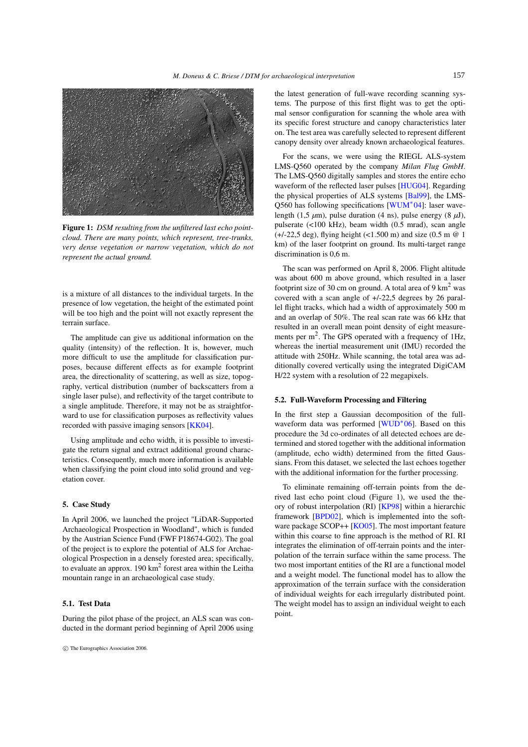**Figure 1:** *DSM resulting from the unfiltered last echo point-cloud. There are many points, which represent, tree-trunks, very dense vegetation or narrow vegetation, which do not represent the actual ground.*

is a mixture of all distances to the individual targets. In the presence of low vegetation, the height of the estimated point will be too high and the point will not exactly represent the terrain surface.

The amplitude can give us additional information on the quality (intensity) of the reflection. It is, however, much more difficult to use the amplitude for classification purposes, because different effects as for example footprint area, the directionality of scattering, as well as size, topography, vertical distribution (number of backscatters from a single laser pulse), and reflectivity of the target contribute to a single amplitude. Therefore, it may not be as straightforward to use for classification purposes as reflectivity values recorded with passive imaging sensors [KK04].

Using amplitude and echo width, it is possible to investigate the return signal and extract additional ground characteristics. Consequently, much more information is available when classifying the point cloud into solid ground and vegetation cover.

## 5. Case Study

In April 2006, we launched the project "LiDAR-Supported Archaeological Prospection in Woodland", which is funded by the Austrian Science Fund (FWF P18674-G02). The goal of the project is to explore the potential of ALS for Archaeological Prospection in a densely forested area; specifically, to evaluate an approx. 190 km$^2$ forest area within the Leitha mountain range in an archaeological case study.

### 5.1. Test Data

During the pilot phase of the project, an ALS scan was conducted in the dormant period beginning of April 2006 using the latest generation of full-wave recording scanning systems. The purpose of this first flight was to get the optimal sensor configuration for scanning the whole area with its specific forest structure and canopy characteristics later on. The test area was carefully selected to represent different canopy density over already known archaeological features.

For the scans, we were using the RIEGL ALS-system LMS-Q560 operated by the company *Milan Flug GmbH*. The LMS-Q560 digitally samples and stores the entire echo waveform of the reflected laser pulses [HUG04]. Regarding the physical properties of ALS systems [Bal99], the LMS-Q560 has following specifications [WUM*04]: laser wavelength (1,5 $\mu$m), pulse duration (4 ns), pulse energy (8 $\mu$J), pulserate (<100 kHz), beam width (0.5 mrad), scan angle (+/-22,5 deg), flying height (<1.500 m) and size (0.5 m @ 1 km) of the laser footprint on ground. Its multi-target range discrimination is 0,6 m.

The scan was performed on April 8, 2006. Flight altitude was about 600 m above ground, which resulted in a laser footprint size of 30 cm on ground. A total area of 9 km$^2$ was covered with a scan angle of +/-22,5 degrees by 26 parallel flight tracks, which had a width of approximately 500 m and an overlap of 50%. The real scan rate was 66 kHz that resulted in an overall mean point density of eight measurements per m$^2$. The GPS operated with a frequency of 1Hz, whereas the inertial measurement unit (IMU) recorded the attitude with 250Hz. While scanning, the total area was additionally covered vertically using the integrated DigiCAM H/22 system with a resolution of 22 megapixels.

### 5.2. Full-Waveform Processing and Filtering

In the first step a Gaussian decomposition of the full-waveform data was performed [WUD*06]. Based on this procedure the 3d co-ordinates of all detected echoes are determined and stored together with the additional information (amplitude, echo width) determined from the fitted Gaussians. From this dataset, we selected the last echoes together with the additional information for the further processing.

To eliminate remaining off-terrain points from the derived last echo point cloud (Figure 1), we used the theory of robust interpolation (RI) [KP98] within a hierarchic framework [BPD02], which is implemented into the software package SCOP++ [KO05]. The most important feature within this coarse to fine approach is the method of RI. RI integrates the elimination of off-terrain points and the interpolation of the terrain surface within the same process. The two most important entities of the RI are a functional model and a weight model. The functional model has to allow the approximation of the terrain surface with the consideration of individual weights for each irregularly distributed point. The weight model has to assign an individual weight to each point.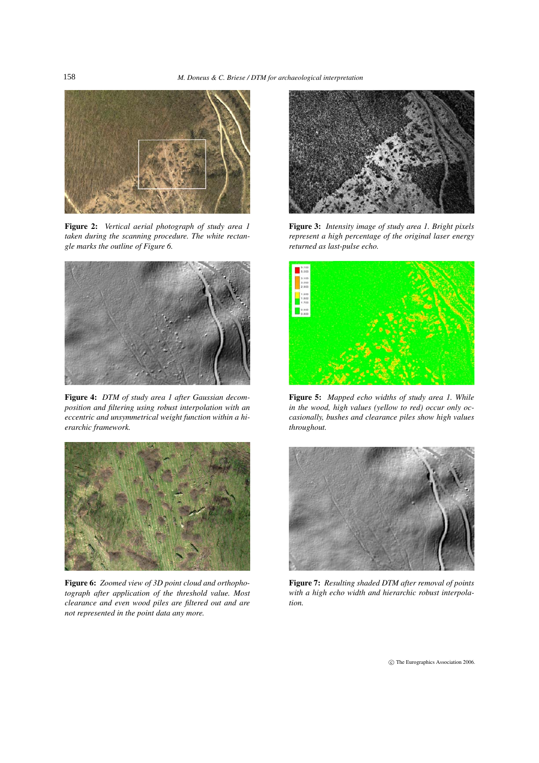**Figure 2:** *Vertical aerial photograph of study area 1 taken during the scanning procedure. The white rectangle marks the outline of Figure 6.*

**Figure 3:** *Intensity image of study area 1. Bright pixels represent a high percentage of the original laser energy returned as last-pulse echo.*

**Figure 4:** *DTM of study area 1 after Gaussian decomposition and filtering using robust interpolation with an eccentric and unsymmetrical weight function within a hierarchic framework.*

**Figure 5:** *Mapped echo widths of study area 1. While in the wood, high values (yellow to red) occur only occasionally, bushes and clearance piles show high values throughout.*

**Figure 6:** *Zoomed view of 3D point cloud and orthophotograph after application of the threshold value. Most clearance and even wood piles are filtered out and are not represented in the point data any more.*

**Figure 7:** *Resulting shaded DTM after removal of points with a high echo width and hierarchic robust interpolation.*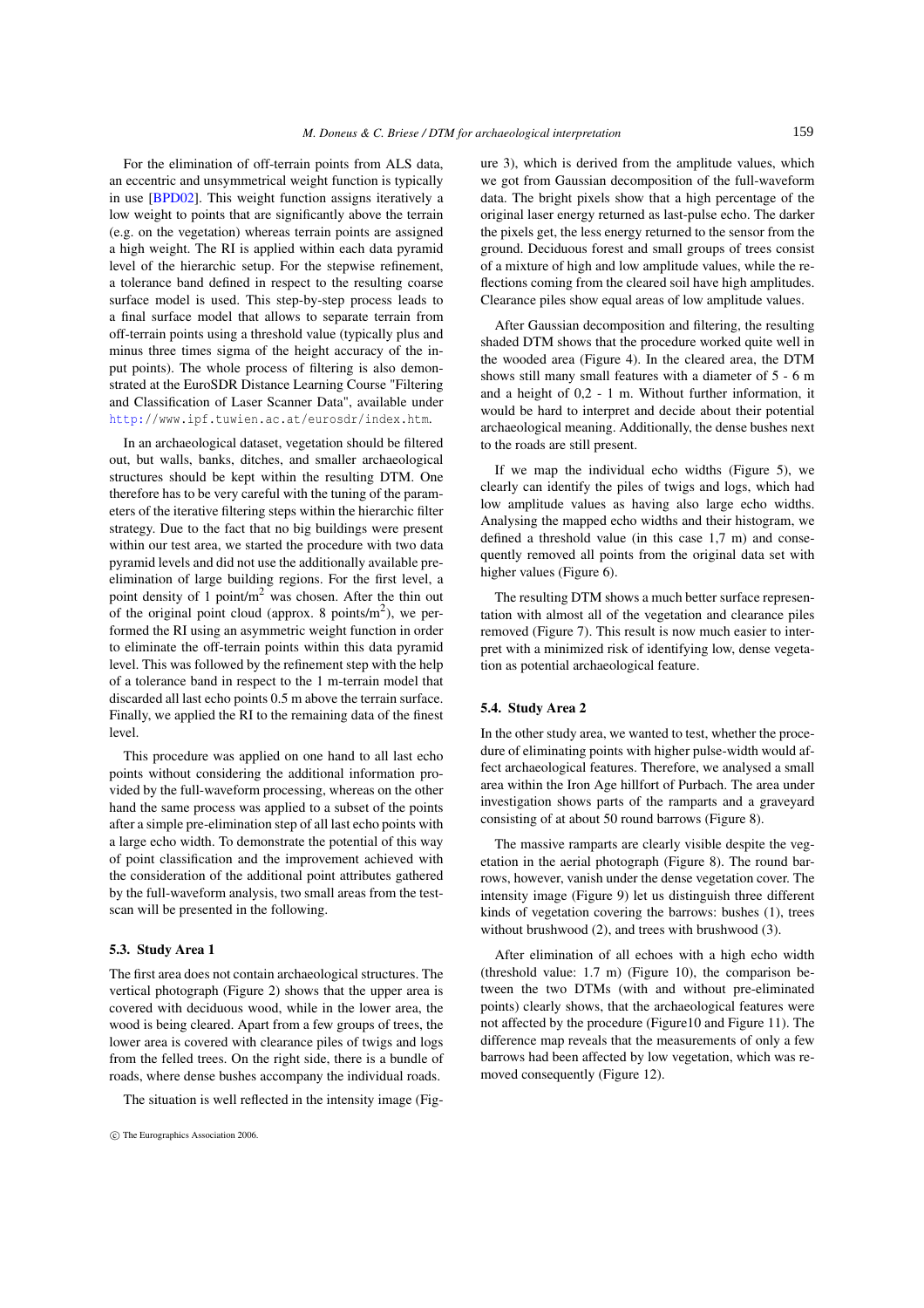For the elimination of off-terrain points from ALS data, an eccentric and unsymmetrical weight function is typically in use [BPD02]. This weight function assigns iteratively a low weight to points that are significantly above the terrain (e.g. on the vegetation) whereas terrain points are assigned a high weight. The RI is applied within each data pyramid level of the hierarchic setup. For the stepwise refinement, a tolerance band defined in respect to the resulting coarse surface model is used. This step-by-step process leads to a final surface model that allows to separate terrain from off-terrain points using a threshold value (typically plus and minus three times sigma of the height accuracy of the input points). The whole process of filtering is also demonstrated at the EuroSDR Distance Learning Course "Filtering and Classification of Laser Scanner Data", available under http://www.ipf.tuwien.ac.at/eurosdr/index.htm.

In an archaeological dataset, vegetation should be filtered out, but walls, banks, ditches, and smaller archaeological structures should be kept within the resulting DTM. One therefore has to be very careful with the tuning of the parameters of the iterative filtering steps within the hierarchic filter strategy. Due to the fact that no big buildings were present within our test area, we started the procedure with two data pyramid levels and did not use the additionally available pre-elimination of large building regions. For the first level, a point density of 1 point/m$^2$ was chosen. After the thin out of the original point cloud (approx. 8 points/m$^2$), we performed the RI using an asymmetric weight function in order to eliminate the off-terrain points within this data pyramid level. This was followed by the refinement step with the help of a tolerance band in respect to the 1 m-terrain model that discarded all last echo points 0.5 m above the terrain surface. Finally, we applied the RI to the remaining data of the finest level.

This procedure was applied on one hand to all last echo points without considering the additional information provided by the full-waveform processing, whereas on the other hand the same process was applied to a subset of the points after a simple pre-elimination step of all last echo points with a large echo width. To demonstrate the potential of this way of point classification and the improvement achieved with the consideration of the additional point attributes gathered by the full-waveform analysis, two small areas from the test-scan will be presented in the following.

### 5.3. Study Area 1

The first area does not contain archaeological structures. The vertical photograph (Figure 2) shows that the upper area is covered with deciduous wood, while in the lower area, the wood is being cleared. Apart from a few groups of trees, the lower area is covered with clearance piles of twigs and logs from the felled trees. On the right side, there is a bundle of roads, where dense bushes accompany the individual roads.

The situation is well reflected in the intensity image (Figure 3), which is derived from the amplitude values, which we got from Gaussian decomposition of the full-waveform data. The bright pixels show that a high percentage of the original laser energy returned as last-pulse echo. The darker the pixels get, the less energy returned to the sensor from the ground. Deciduous forest and small groups of trees consist of a mixture of high and low amplitude values, while the reflections coming from the cleared soil have high amplitudes. Clearance piles show equal areas of low amplitude values.

After Gaussian decomposition and filtering, the resulting shaded DTM shows that the procedure worked quite well in the wooded area (Figure 4). In the cleared area, the DTM shows still many small features with a diameter of 5 - 6 m and a height of 0,2 - 1 m. Without further information, it would be hard to interpret and decide about their potential archaeological meaning. Additionally, the dense bushes next to the roads are still present.

If we map the individual echo widths (Figure 5), we clearly can identify the piles of twigs and logs, which had low amplitude values as having also large echo widths. Analysing the mapped echo widths and their histogram, we defined a threshold value (in this case 1,7 m) and consequently removed all points from the original data set with higher values (Figure 6).

The resulting DTM shows a much better surface representation with almost all of the vegetation and clearance piles removed (Figure 7). This result is now much easier to interpret with a minimized risk of identifying low, dense vegetation as potential archaeological feature.

### 5.4. Study Area 2

In the other study area, we wanted to test, whether the procedure of eliminating points with higher pulse-width would affect archaeological features. Therefore, we analysed a small area within the Iron Age hillfort of Purbach. The area under investigation shows parts of the ramparts and a graveyard consisting of at about 50 round barrows (Figure 8).

The massive ramparts are clearly visible despite the vegetation in the aerial photograph (Figure 8). The round barrows, however, vanish under the dense vegetation cover. The intensity image (Figure 9) let us distinguish three different kinds of vegetation covering the barrows: bushes (1), trees without brushwood (2), and trees with brushwood (3).

After elimination of all echoes with a high echo width (threshold value: 1.7 m) (Figure 10), the comparison between the two DTMs (with and without pre-eliminated points) clearly shows, that the archaeological features were not affected by the procedure (Figure10 and Figure 11). The difference map reveals that the measurements of only a few barrows had been affected by low vegetation, which was removed consequently (Figure 12).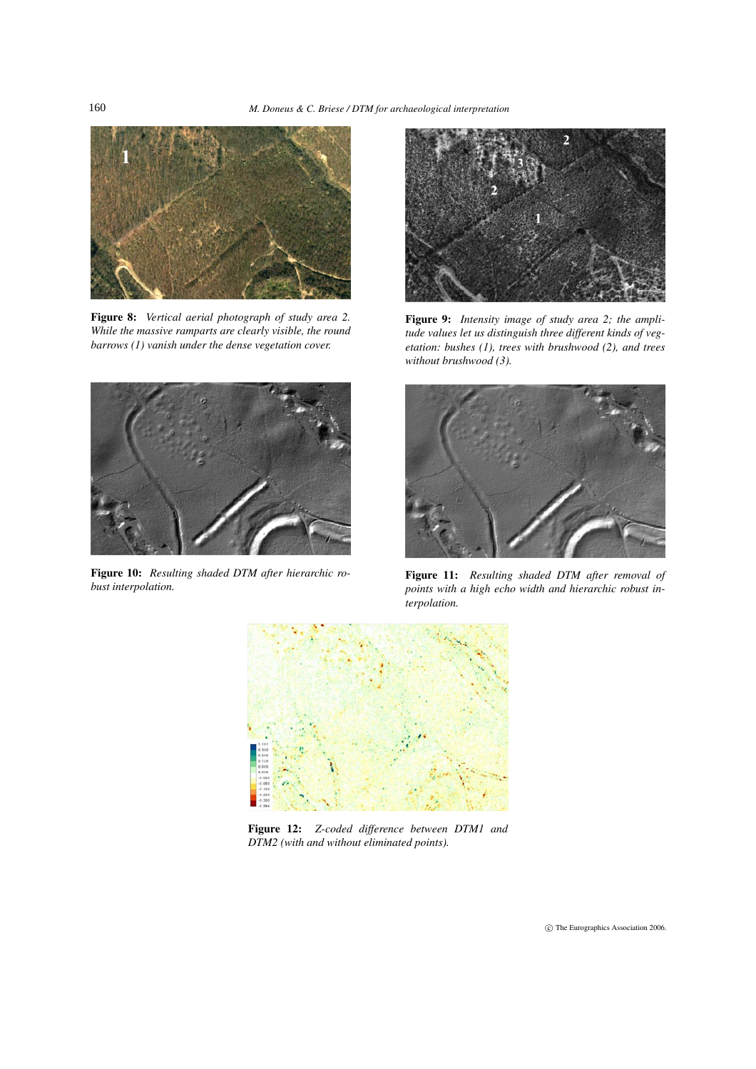**Figure 8:** *Vertical aerial photograph of study area 2. While the massive ramparts are clearly visible, the round barrows (1) vanish under the dense vegetation cover.*

**Figure 9:** *Intensity image of study area 2; the amplitude values let us distinguish three different kinds of vegetation: bushes (1), trees with brushwood (2), and trees without brushwood (3).*

**Figure 10:** *Resulting shaded DTM after hierarchic robust interpolation.*

**Figure 11:** *Resulting shaded DTM after removal of points with a high echo width and hierarchic robust interpolation.*

**Figure 12:** *Z-coded difference between DTM1 and DTM2 (with and without eliminated points).*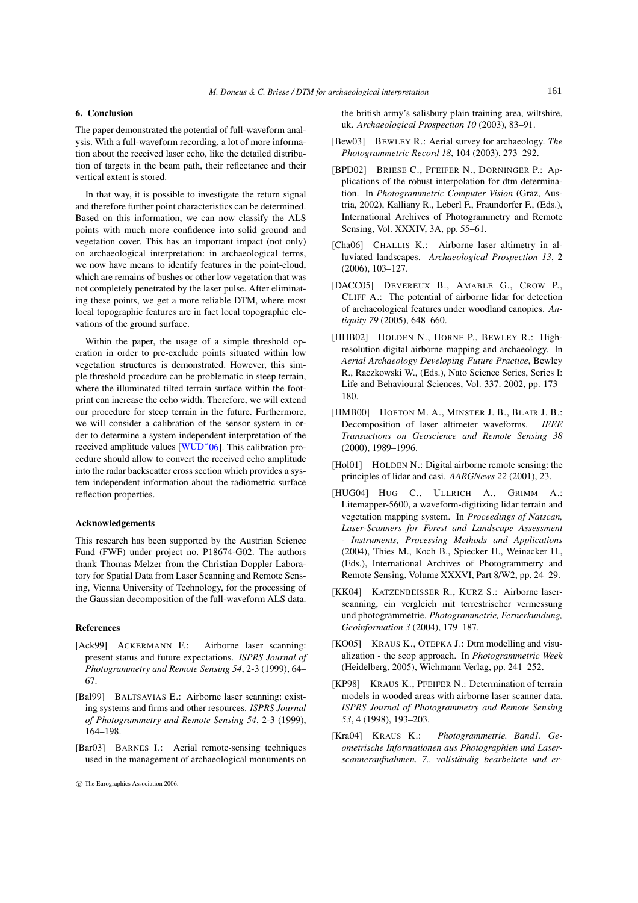## 6. Conclusion

The paper demonstrated the potential of full-waveform analysis. With a full-waveform recording, a lot of more information about the received laser echo, like the detailed distribution of targets in the beam path, their reflectance and their vertical extent is stored.

In that way, it is possible to investigate the return signal and therefore further point characteristics can be determined. Based on this information, we can now classify the ALS points with much more confidence into solid ground and vegetation cover. This has an important impact (not only) on archaeological interpretation: in archaeological terms, we now have means to identify features in the point-cloud, which are remains of bushes or other low vegetation that was not completely penetrated by the laser pulse. After eliminating these points, we get a more reliable DTM, where most local topographic features are in fact local topographic elevations of the ground surface.

Within the paper, the usage of a simple threshold operation in order to pre-exclude points situated within low vegetation structures is demonstrated. However, this simple threshold procedure can be problematic in steep terrain, where the illuminated tilted terrain surface within the footprint can increase the echo width. Therefore, we will extend our procedure for steep terrain in the future. Furthermore, we will consider a calibration of the sensor system in order to determine a system independent interpretation of the received amplitude values [WUD*06]. This calibration procedure should allow to convert the received echo amplitude into the radar backscatter cross section which provides a system independent information about the radiometric surface reflection properties.

### Acknowledgements

This research has been supported by the Austrian Science Fund (FWF) under project no. P18674-G02. The authors thank Thomas Melzer from the Christian Doppler Laboratory for Spatial Data from Laser Scanning and Remote Sensing, Vienna University of Technology, for the processing of the Gaussian decomposition of the full-waveform ALS data.

### References

[Ack99] ACKERMANN F.: Airborne laser scanning: present status and future expectations. *ISPRS Journal of Photogrammetry and Remote Sensing 54*, 2-3 (1999), 64–67.

[Bal99] BALTSAVIAS E.: Airborne laser scanning: existing systems and firms and other resources. *ISPRS Journal of Photogrammetry and Remote Sensing 54*, 2-3 (1999), 164–198.

[Bar03] BARNES I.: Aerial remote-sensing techniques used in the management of archaeological monuments on the british army's salisbury plain training area, wiltshire, uk. *Archaeological Prospection 10* (2003), 83–91.

[Bew03] BEWLEY R.: Aerial survey for archaeology. *The Photogrammetric Record 18*, 104 (2003), 273–292.

[BPD02] BRIESE C., PFEIFER N., DORNINGER P.: Applications of the robust interpolation for dtm determination. In *Photogrammetric Computer Vision* (Graz, Austria, 2002), Kalliany R., Leberl F., Fraundorfer F., (Eds.), International Archives of Photogrammetry and Remote Sensing, Vol. XXXIV, 3A, pp. 55–61.

[Cha06] CHALLIS K.: Airborne laser altimetry in alluviated landscapes. *Archaeological Prospection 13*, 2 (2006), 103–127.

[DACC05] DEVEREUX B., AMABLE G., CROW P., CLIFF A.: The potential of airborne lidar for detection of archaeological features under woodland canopies. *Antiquity 79* (2005), 648–660.

[HHB02] HOLDEN N., HORNE P., BEWLEY R.: High-resolution digital airborne mapping and archaeology. In *Aerial Archaeology Developing Future Practice*, Bewley R., Raczkowski W., (Eds.), Nato Science Series, Series I: Life and Behavioural Sciences, Vol. 337. 2002, pp. 173–180.

[HMB00] HOFTON M. A., MINSTER J. B., BLAIR J. B.: Decomposition of laser altimeter waveforms. *IEEE Transactions on Geoscience and Remote Sensing 38* (2000), 1989–1996.

[Hol01] HOLDEN N.: Digital airborne remote sensing: the principles of lidar and casi. *AARGNews 22* (2001), 23.

[HUG04] HUG C., ULLRICH A., GRIMM A.: Litemapper-5600, a waveform-digitizing lidar terrain and vegetation mapping system. In *Proceedings of Natscan, Laser-Scanners for Forest and Landscape Assessment - Instruments, Processing Methods and Applications* (2004), Thies M., Koch B., Spiecker H., Weinacker H., (Eds.), International Archives of Photogrammetry and Remote Sensing, Volume XXXVI, Part 8/W2, pp. 24–29.

[KK04] KATZENBEISSER R., KURZ S.: Airborne laser-scanning, ein vergleich mit terrestrischer vermessung und photogrammetrie. *Photogrammetrie, Fernerkundung, Geoinformation 3* (2004), 179–187.

[KO05] KRAUS K., OTEPKA J.: Dtm modelling and visualization - the scop approach. In *Photogrammetric Week* (Heidelberg, 2005), Wichmann Verlag, pp. 241–252.

[KP98] KRAUS K., PFEIFER N.: Determination of terrain models in wooded areas with airborne laser scanner data. *ISPRS Journal of Photogrammetry and Remote Sensing 53*, 4 (1998), 193–203.

[Kra04] KRAUS K.: *Photogrammetrie. Band1. Geometrische Informationen aus Photographien und Laserscanneraufnahmen. 7., vollständig bearbeitete und er-*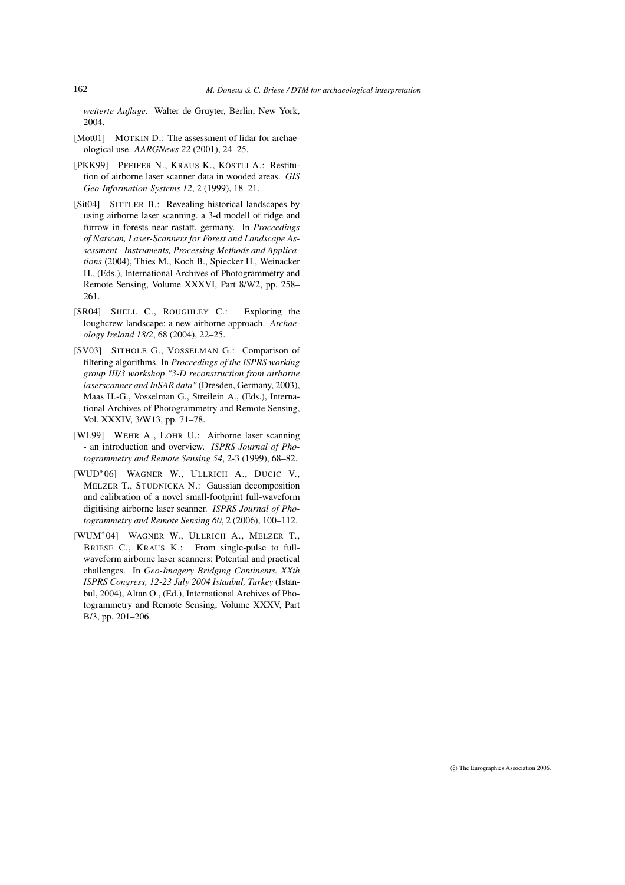*weiterte Auflage*. Walter de Gruyter, Berlin, New York, 2004.

[Mot01] MOTKIN D.: The assessment of lidar for archaeological use. *AARGNews 22* (2001), 24–25.

[PKK99] PFEIFER N., KRAUS K., KÖSTLI A.: Restitution of airborne laser scanner data in wooded areas. *GIS Geo-Information-Systems 12*, 2 (1999), 18–21.

[Sit04] SITTLER B.: Revealing historical landscapes by using airborne laser scanning. a 3-d modell of ridge and furrow in forests near rastatt, germany. In *Proceedings of Natscan, Laser-Scanners for Forest and Landscape Assessment - Instruments, Processing Methods and Applications* (2004), Thies M., Koch B., Spiecker H., Weinacker H., (Eds.), International Archives of Photogrammetry and Remote Sensing, Volume XXXVI, Part 8/W2, pp. 258–261.

[SR04] SHELL C., ROUGHLEY C.: Exploring the loughcrew landscape: a new airborne approach. *Archaeology Ireland 18/2*, 68 (2004), 22–25.

[SV03] SITHOLE G., VOSSELMAN G.: Comparison of filtering algorithms. In *Proceedings of the ISPRS working group III/3 workshop "3-D reconstruction from airborne laserscanner and InSAR data"* (Dresden, Germany, 2003), Maas H.-G., Vosselman G., Streilein A., (Eds.), International Archives of Photogrammetry and Remote Sensing, Vol. XXXIV, 3/W13, pp. 71–78.

[WL99] WEHR A., LOHR U.: Airborne laser scanning - an introduction and overview. *ISPRS Journal of Photogrammetry and Remote Sensing 54*, 2-3 (1999), 68–82.

[WUD*06] WAGNER W., ULLRICH A., DUCIC V., MELZER T., STUDNICKA N.: Gaussian decomposition and calibration of a novel small-footprint full-waveform digitising airborne laser scanner. *ISPRS Journal of Photogrammetry and Remote Sensing 60*, 2 (2006), 100–112.

[WUM*04] WAGNER W., ULLRICH A., MELZER T., BRIESE C., KRAUS K.: From single-pulse to full-waveform airborne laser scanners: Potential and practical challenges. In *Geo-Imagery Bridging Continents. XXth ISPRS Congress, 12-23 July 2004 Istanbul, Turkey* (Istanbul, 2004), Altan O., (Ed.), International Archives of Photogrammetry and Remote Sensing, Volume XXXV, Part B/3, pp. 201–206.